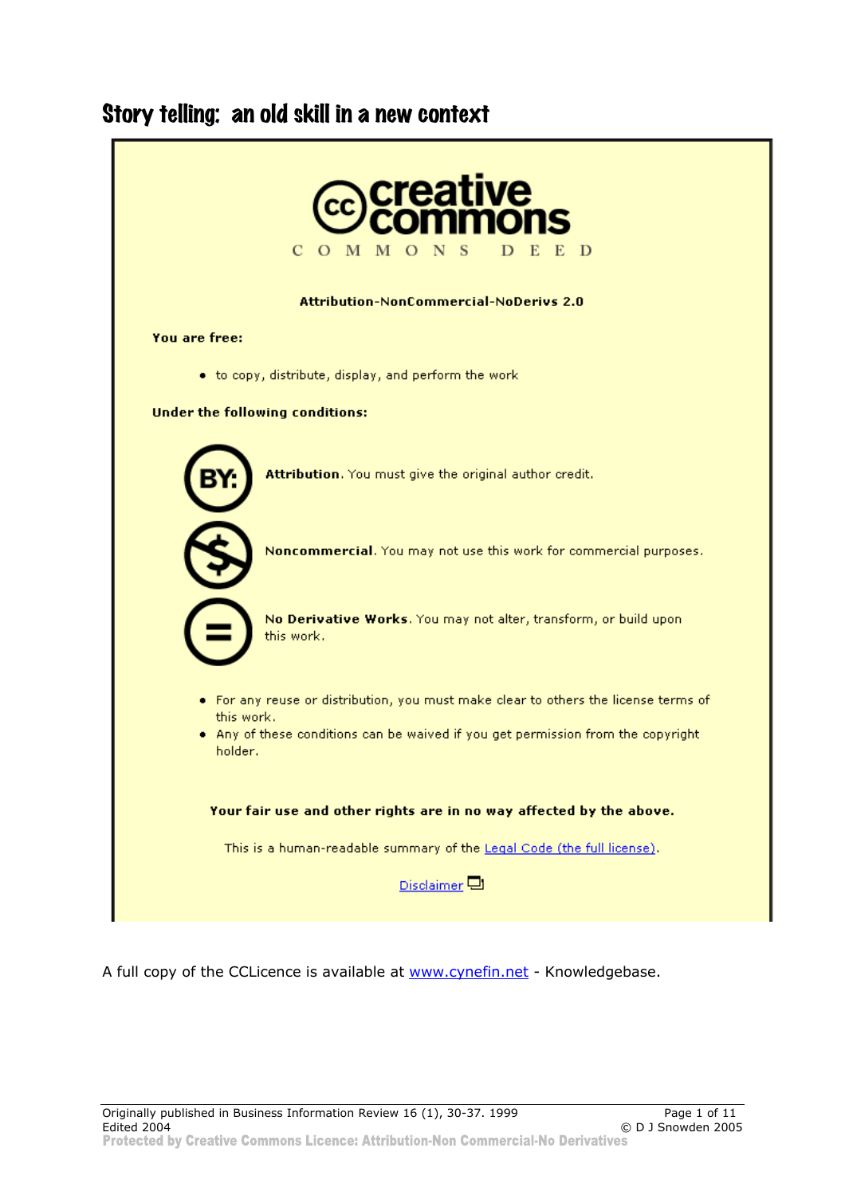# Story telling: an old skill in a new context

creative commons

COMMONS DEED

**Attribution-NonCommercial-NoDerivs 2.0**

**You are free:**

- to copy, distribute, display, and perform the work

**Under the following conditions:**

**Attribution**. You must give the original author credit.

**Noncommercial**. You may not use this work for commercial purposes.

**No Derivative Works**. You may not alter, transform, or build upon this work.

- For any reuse or distribution, you must make clear to others the license terms of this work.
- Any of these conditions can be waived if you get permission from the copyright holder.

**Your fair use and other rights are in no way affected by the above.**

This is a human-readable summary of the Legal Code (the full license).

Disclaimer

A full copy of the CCLicence is available at www.cynefin.net - Knowledgebase.

Originally published in Business Information Review 16 (1), 30-37. 1999
Edited 2004
© D J Snowden 2005
Protected by Creative Commons Licence: Attribution-Non Commercial-No Derivatives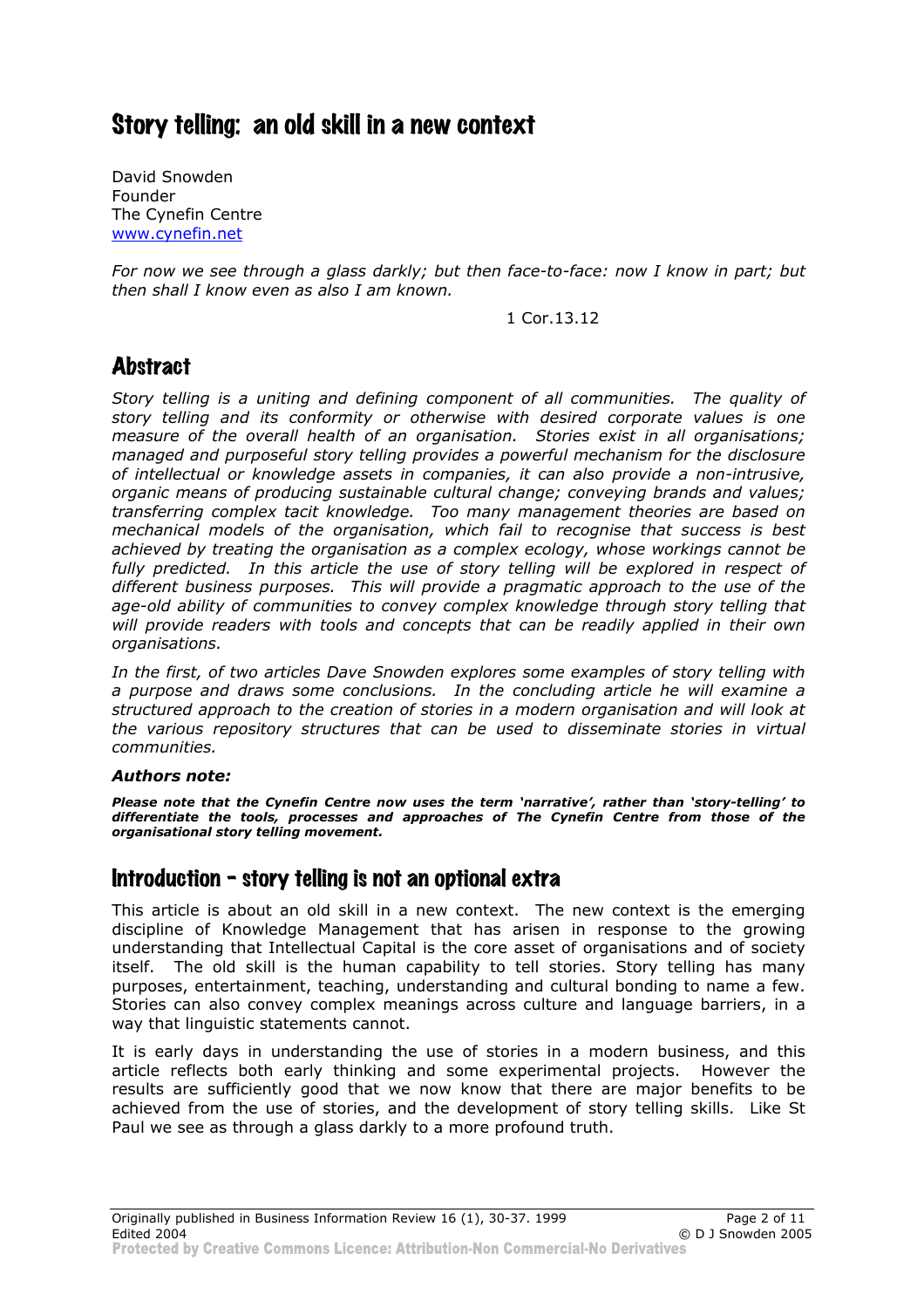# Story telling: an old skill in a new context

David Snowden
Founder
The Cynefin Centre
www.cynefin.net

*For now we see through a glass darkly; but then face-to-face: now I know in part; but then shall I know even as also I am known.*

1 Cor.13.12

## Abstract

*Story telling is a uniting and defining component of all communities. The quality of story telling and its conformity or otherwise with desired corporate values is one measure of the overall health of an organisation. Stories exist in all organisations; managed and purposeful story telling provides a powerful mechanism for the disclosure of intellectual or knowledge assets in companies, it can also provide a non-intrusive, organic means of producing sustainable cultural change; conveying brands and values; transferring complex tacit knowledge. Too many management theories are based on mechanical models of the organisation, which fail to recognise that success is best achieved by treating the organisation as a complex ecology, whose workings cannot be fully predicted. In this article the use of story telling will be explored in respect of different business purposes. This will provide a pragmatic approach to the use of the age-old ability of communities to convey complex knowledge through story telling that will provide readers with tools and concepts that can be readily applied in their own organisations.*

*In the first, of two articles Dave Snowden explores some examples of story telling with a purpose and draws some conclusions. In the concluding article he will examine a structured approach to the creation of stories in a modern organisation and will look at the various repository structures that can be used to disseminate stories in virtual communities.*

***Authors note:***

***Please note that the Cynefin Centre now uses the term 'narrative', rather than 'story-telling' to differentiate the tools, processes and approaches of The Cynefin Centre from those of the organisational story telling movement.***

## Introduction – story telling is not an optional extra

This article is about an old skill in a new context. The new context is the emerging discipline of Knowledge Management that has arisen in response to the growing understanding that Intellectual Capital is the core asset of organisations and of society itself. The old skill is the human capability to tell stories. Story telling has many purposes, entertainment, teaching, understanding and cultural bonding to name a few. Stories can also convey complex meanings across culture and language barriers, in a way that linguistic statements cannot.

It is early days in understanding the use of stories in a modern business, and this article reflects both early thinking and some experimental projects. However the results are sufficiently good that we now know that there are major benefits to be achieved from the use of stories, and the development of story telling skills. Like St Paul we see as through a glass darkly to a more profound truth.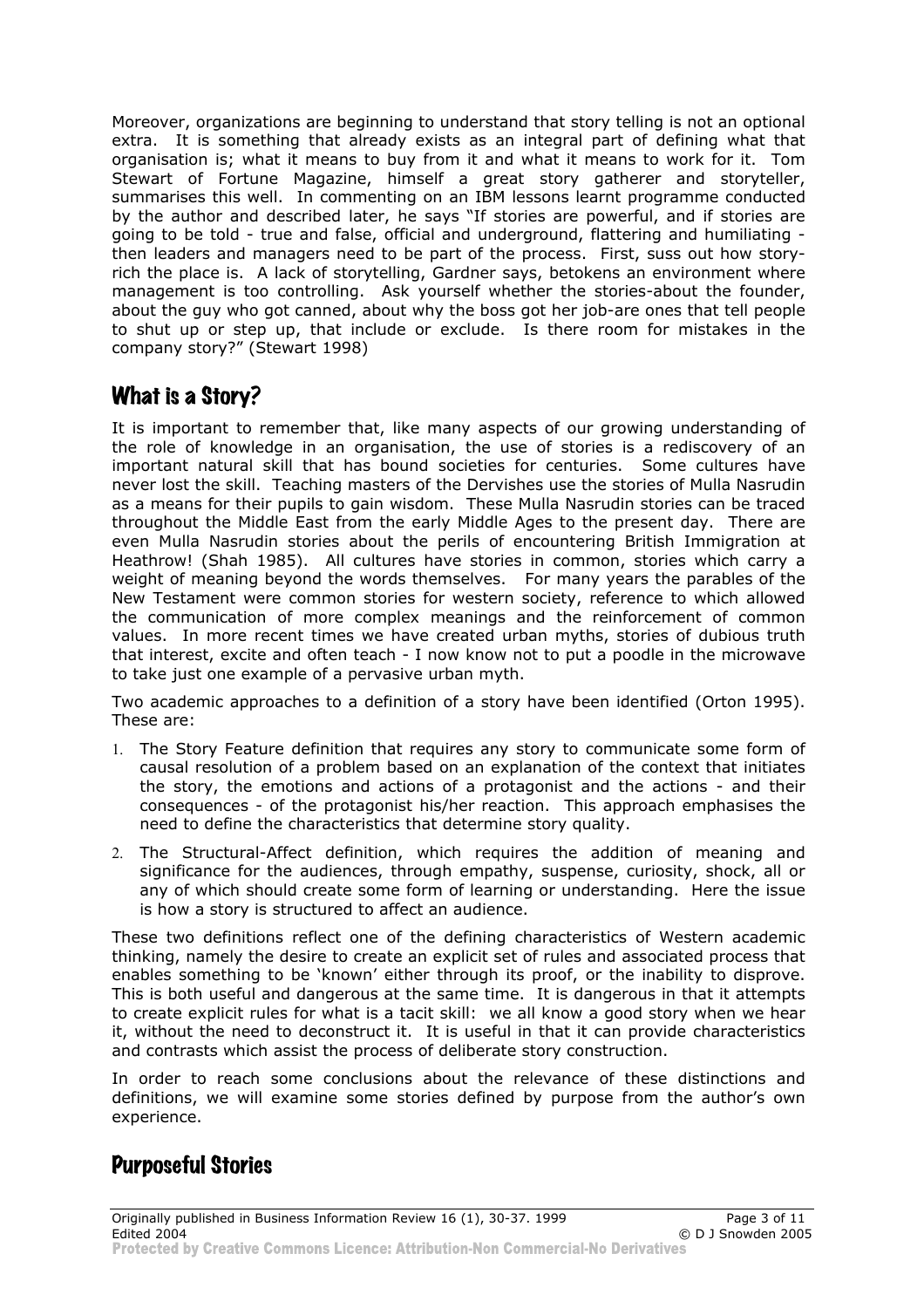Moreover, organizations are beginning to understand that story telling is not an optional extra. It is something that already exists as an integral part of defining what that organisation is; what it means to buy from it and what it means to work for it. Tom Stewart of Fortune Magazine, himself a great story gatherer and storyteller, summarises this well. In commenting on an IBM lessons learnt programme conducted by the author and described later, he says "If stories are powerful, and if stories are going to be told - true and false, official and underground, flattering and humiliating - then leaders and managers need to be part of the process. First, suss out how story-rich the place is. A lack of storytelling, Gardner says, betokens an environment where management is too controlling. Ask yourself whether the stories-about the founder, about the guy who got canned, about why the boss got her job-are ones that tell people to shut up or step up, that include or exclude. Is there room for mistakes in the company story?" (Stewart 1998)

## What is a Story?

It is important to remember that, like many aspects of our growing understanding of the role of knowledge in an organisation, the use of stories is a rediscovery of an important natural skill that has bound societies for centuries. Some cultures have never lost the skill. Teaching masters of the Dervishes use the stories of Mulla Nasrudin as a means for their pupils to gain wisdom. These Mulla Nasrudin stories can be traced throughout the Middle East from the early Middle Ages to the present day. There are even Mulla Nasrudin stories about the perils of encountering British Immigration at Heathrow! (Shah 1985). All cultures have stories in common, stories which carry a weight of meaning beyond the words themselves. For many years the parables of the New Testament were common stories for western society, reference to which allowed the communication of more complex meanings and the reinforcement of common values. In more recent times we have created urban myths, stories of dubious truth that interest, excite and often teach - I now know not to put a poodle in the microwave to take just one example of a pervasive urban myth.

Two academic approaches to a definition of a story have been identified (Orton 1995). These are:

1. The Story Feature definition that requires any story to communicate some form of causal resolution of a problem based on an explanation of the context that initiates the story, the emotions and actions of a protagonist and the actions - and their consequences - of the protagonist his/her reaction. This approach emphasises the need to define the characteristics that determine story quality.
2. The Structural-Affect definition, which requires the addition of meaning and significance for the audiences, through empathy, suspense, curiosity, shock, all or any of which should create some form of learning or understanding. Here the issue is how a story is structured to affect an audience.

These two definitions reflect one of the defining characteristics of Western academic thinking, namely the desire to create an explicit set of rules and associated process that enables something to be 'known' either through its proof, or the inability to disprove. This is both useful and dangerous at the same time. It is dangerous in that it attempts to create explicit rules for what is a tacit skill: we all know a good story when we hear it, without the need to deconstruct it. It is useful in that it can provide characteristics and contrasts which assist the process of deliberate story construction.

In order to reach some conclusions about the relevance of these distinctions and definitions, we will examine some stories defined by purpose from the author's own experience.

## Purposeful Stories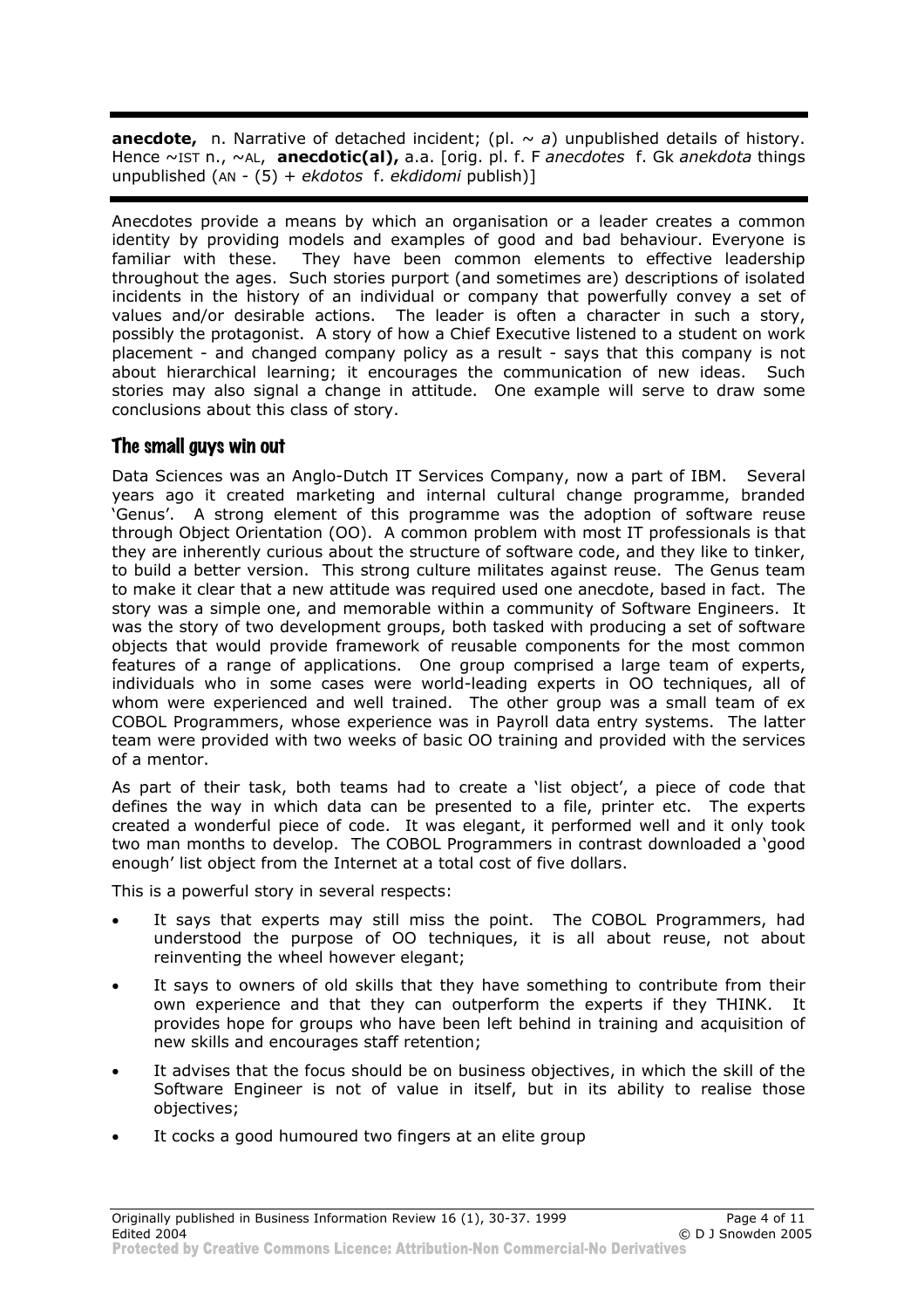**anecdote,** n. Narrative of detached incident; (pl. ~ *a*) unpublished details of history. Hence ~IST n., ~AL, **anecdotic(al),** a.a. [orig. pl. f. F *anecdotes* f. Gk *anekdota* things unpublished (AN - (5) + *ekdotos* f. *ekdidomi* publish)]

Anecdotes provide a means by which an organisation or a leader creates a common identity by providing models and examples of good and bad behaviour. Everyone is familiar with these. They have been common elements to effective leadership throughout the ages. Such stories purport (and sometimes are) descriptions of isolated incidents in the history of an individual or company that powerfully convey a set of values and/or desirable actions. The leader is often a character in such a story, possibly the protagonist. A story of how a Chief Executive listened to a student on work placement - and changed company policy as a result - says that this company is not about hierarchical learning; it encourages the communication of new ideas. Such stories may also signal a change in attitude. One example will serve to draw some conclusions about this class of story.

## The small guys win out

Data Sciences was an Anglo-Dutch IT Services Company, now a part of IBM. Several years ago it created marketing and internal cultural change programme, branded 'Genus'. A strong element of this programme was the adoption of software reuse through Object Orientation (OO). A common problem with most IT professionals is that they are inherently curious about the structure of software code, and they like to tinker, to build a better version. This strong culture militates against reuse. The Genus team to make it clear that a new attitude was required used one anecdote, based in fact. The story was a simple one, and memorable within a community of Software Engineers. It was the story of two development groups, both tasked with producing a set of software objects that would provide framework of reusable components for the most common features of a range of applications. One group comprised a large team of experts, individuals who in some cases were world-leading experts in OO techniques, all of whom were experienced and well trained. The other group was a small team of ex COBOL Programmers, whose experience was in Payroll data entry systems. The latter team were provided with two weeks of basic OO training and provided with the services of a mentor.

As part of their task, both teams had to create a 'list object', a piece of code that defines the way in which data can be presented to a file, printer etc. The experts created a wonderful piece of code. It was elegant, it performed well and it only took two man months to develop. The COBOL Programmers in contrast downloaded a 'good enough' list object from the Internet at a total cost of five dollars.

This is a powerful story in several respects:

- It says that experts may still miss the point. The COBOL Programmers, had understood the purpose of OO techniques, it is all about reuse, not about reinventing the wheel however elegant;
- It says to owners of old skills that they have something to contribute from their own experience and that they can outperform the experts if they THINK. It provides hope for groups who have been left behind in training and acquisition of new skills and encourages staff retention;
- It advises that the focus should be on business objectives, in which the skill of the Software Engineer is not of value in itself, but in its ability to realise those objectives;
- It cocks a good humoured two fingers at an elite group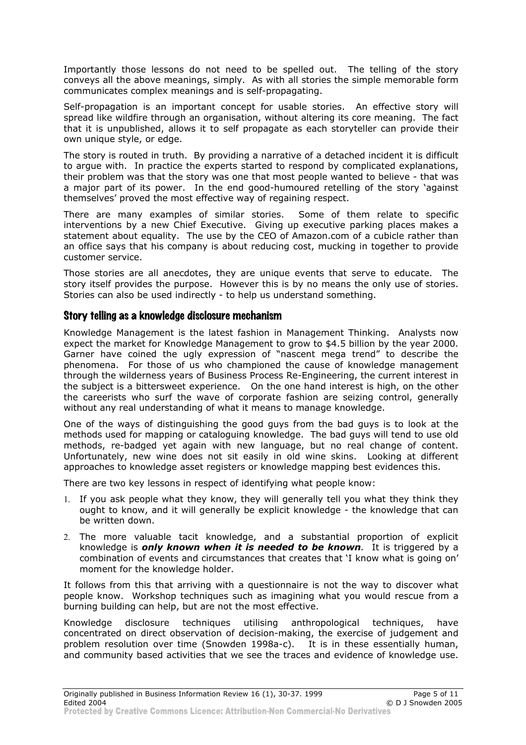Importantly those lessons do not need to be spelled out. The telling of the story conveys all the above meanings, simply. As with all stories the simple memorable form communicates complex meanings and is self-propagating.

Self-propagation is an important concept for usable stories. An effective story will spread like wildfire through an organisation, without altering its core meaning. The fact that it is unpublished, allows it to self propagate as each storyteller can provide their own unique style, or edge.

The story is routed in truth. By providing a narrative of a detached incident it is difficult to argue with. In practice the experts started to respond by complicated explanations, their problem was that the story was one that most people wanted to believe - that was a major part of its power. In the end good-humoured retelling of the story 'against themselves' proved the most effective way of regaining respect.

There are many examples of similar stories. Some of them relate to specific interventions by a new Chief Executive. Giving up executive parking places makes a statement about equality. The use by the CEO of Amazon.com of a cubicle rather than an office says that his company is about reducing cost, mucking in together to provide customer service.

Those stories are all anecdotes, they are unique events that serve to educate. The story itself provides the purpose. However this is by no means the only use of stories. Stories can also be used indirectly - to help us understand something.

## Story telling as a knowledge disclosure mechanism

Knowledge Management is the latest fashion in Management Thinking. Analysts now expect the market for Knowledge Management to grow to $4.5 billion by the year 2000. Garner have coined the ugly expression of "nascent mega trend" to describe the phenomena. For those of us who championed the cause of knowledge management through the wilderness years of Business Process Re-Engineering, the current interest in the subject is a bittersweet experience. On the one hand interest is high, on the other the careerists who surf the wave of corporate fashion are seizing control, generally without any real understanding of what it means to manage knowledge.

One of the ways of distinguishing the good guys from the bad guys is to look at the methods used for mapping or cataloguing knowledge. The bad guys will tend to use old methods, re-badged yet again with new language, but no real change of content. Unfortunately, new wine does not sit easily in old wine skins. Looking at different approaches to knowledge asset registers or knowledge mapping best evidences this.

There are two key lessons in respect of identifying what people know:

1. If you ask people what they know, they will generally tell you what they think they ought to know, and it will generally be explicit knowledge - the knowledge that can be written down.
2. The more valuable tacit knowledge, and a substantial proportion of explicit knowledge is ***only known when it is needed to be known***. It is triggered by a combination of events and circumstances that creates that 'I know what is going on' moment for the knowledge holder.

It follows from this that arriving with a questionnaire is not the way to discover what people know. Workshop techniques such as imagining what you would rescue from a burning building can help, but are not the most effective.

Knowledge disclosure techniques utilising anthropological techniques, have concentrated on direct observation of decision-making, the exercise of judgement and problem resolution over time (Snowden 1998a-c). It is in these essentially human, and community based activities that we see the traces and evidence of knowledge use.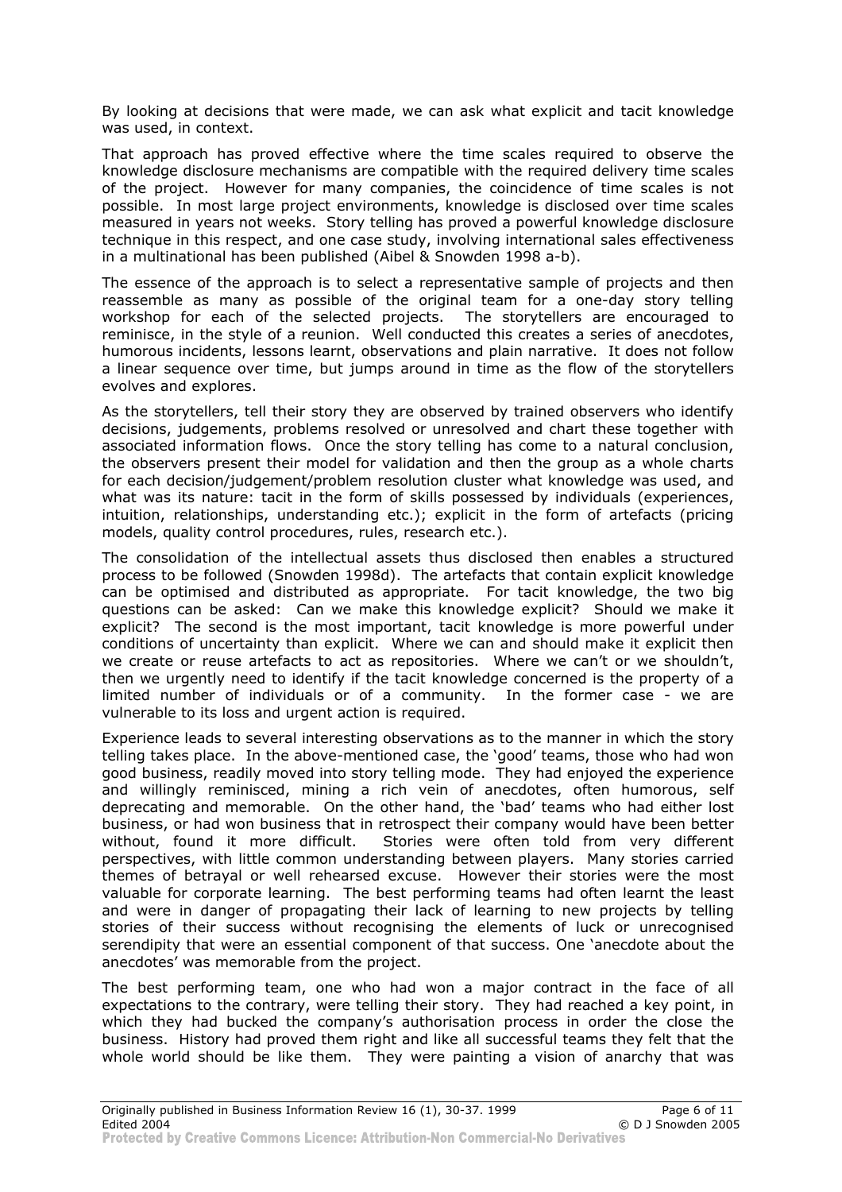By looking at decisions that were made, we can ask what explicit and tacit knowledge was used, in context.

That approach has proved effective where the time scales required to observe the knowledge disclosure mechanisms are compatible with the required delivery time scales of the project. However for many companies, the coincidence of time scales is not possible. In most large project environments, knowledge is disclosed over time scales measured in years not weeks. Story telling has proved a powerful knowledge disclosure technique in this respect, and one case study, involving international sales effectiveness in a multinational has been published (Aibel & Snowden 1998 a-b).

The essence of the approach is to select a representative sample of projects and then reassemble as many as possible of the original team for a one-day story telling workshop for each of the selected projects. The storytellers are encouraged to reminisce, in the style of a reunion. Well conducted this creates a series of anecdotes, humorous incidents, lessons learnt, observations and plain narrative. It does not follow a linear sequence over time, but jumps around in time as the flow of the storytellers evolves and explores.

As the storytellers, tell their story they are observed by trained observers who identify decisions, judgements, problems resolved or unresolved and chart these together with associated information flows. Once the story telling has come to a natural conclusion, the observers present their model for validation and then the group as a whole charts for each decision/judgement/problem resolution cluster what knowledge was used, and what was its nature: tacit in the form of skills possessed by individuals (experiences, intuition, relationships, understanding etc.); explicit in the form of artefacts (pricing models, quality control procedures, rules, research etc.).

The consolidation of the intellectual assets thus disclosed then enables a structured process to be followed (Snowden 1998d). The artefacts that contain explicit knowledge can be optimised and distributed as appropriate. For tacit knowledge, the two big questions can be asked: Can we make this knowledge explicit? Should we make it explicit? The second is the most important, tacit knowledge is more powerful under conditions of uncertainty than explicit. Where we can and should make it explicit then we create or reuse artefacts to act as repositories. Where we can't or we shouldn't, then we urgently need to identify if the tacit knowledge concerned is the property of a limited number of individuals or of a community. In the former case - we are vulnerable to its loss and urgent action is required.

Experience leads to several interesting observations as to the manner in which the story telling takes place. In the above-mentioned case, the 'good' teams, those who had won good business, readily moved into story telling mode. They had enjoyed the experience and willingly reminisced, mining a rich vein of anecdotes, often humorous, self deprecating and memorable. On the other hand, the 'bad' teams who had either lost business, or had won business that in retrospect their company would have been better without, found it more difficult. Stories were often told from very different perspectives, with little common understanding between players. Many stories carried themes of betrayal or well rehearsed excuse. However their stories were the most valuable for corporate learning. The best performing teams had often learnt the least and were in danger of propagating their lack of learning to new projects by telling stories of their success without recognising the elements of luck or unrecognised serendipity that were an essential component of that success. One 'anecdote about the anecdotes' was memorable from the project.

The best performing team, one who had won a major contract in the face of all expectations to the contrary, were telling their story. They had reached a key point, in which they had bucked the company's authorisation process in order the close the business. History had proved them right and like all successful teams they felt that the whole world should be like them. They were painting a vision of anarchy that was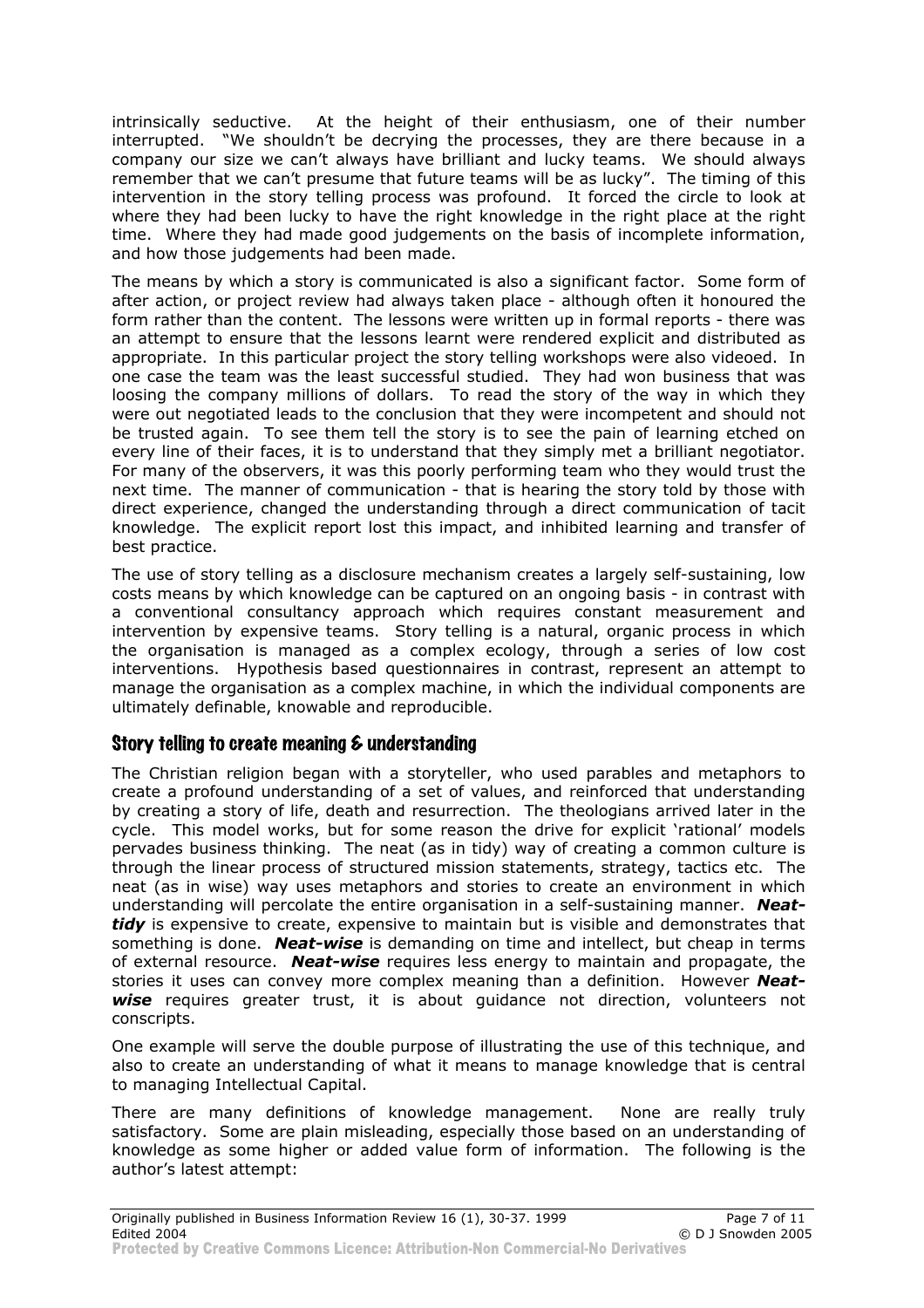intrinsically seductive. At the height of their enthusiasm, one of their number interrupted. "We shouldn't be decrying the processes, they are there because in a company our size we can't always have brilliant and lucky teams. We should always remember that we can't presume that future teams will be as lucky". The timing of this intervention in the story telling process was profound. It forced the circle to look at where they had been lucky to have the right knowledge in the right place at the right time. Where they had made good judgements on the basis of incomplete information, and how those judgements had been made.

The means by which a story is communicated is also a significant factor. Some form of after action, or project review had always taken place - although often it honoured the form rather than the content. The lessons were written up in formal reports - there was an attempt to ensure that the lessons learnt were rendered explicit and distributed as appropriate. In this particular project the story telling workshops were also videoed. In one case the team was the least successful studied. They had won business that was loosing the company millions of dollars. To read the story of the way in which they were out negotiated leads to the conclusion that they were incompetent and should not be trusted again. To see them tell the story is to see the pain of learning etched on every line of their faces, it is to understand that they simply met a brilliant negotiator. For many of the observers, it was this poorly performing team who they would trust the next time. The manner of communication - that is hearing the story told by those with direct experience, changed the understanding through a direct communication of tacit knowledge. The explicit report lost this impact, and inhibited learning and transfer of best practice.

The use of story telling as a disclosure mechanism creates a largely self-sustaining, low costs means by which knowledge can be captured on an ongoing basis - in contrast with a conventional consultancy approach which requires constant measurement and intervention by expensive teams. Story telling is a natural, organic process in which the organisation is managed as a complex ecology, through a series of low cost interventions. Hypothesis based questionnaires in contrast, represent an attempt to manage the organisation as a complex machine, in which the individual components are ultimately definable, knowable and reproducible.

## Story telling to create meaning & understanding

The Christian religion began with a storyteller, who used parables and metaphors to create a profound understanding of a set of values, and reinforced that understanding by creating a story of life, death and resurrection. The theologians arrived later in the cycle. This model works, but for some reason the drive for explicit 'rational' models pervades business thinking. The neat (as in tidy) way of creating a common culture is through the linear process of structured mission statements, strategy, tactics etc. The neat (as in wise) way uses metaphors and stories to create an environment in which understanding will percolate the entire organisation in a self-sustaining manner. ***Neat-tidy*** is expensive to create, expensive to maintain but is visible and demonstrates that something is done. ***Neat-wise*** is demanding on time and intellect, but cheap in terms of external resource. ***Neat-wise*** requires less energy to maintain and propagate, the stories it uses can convey more complex meaning than a definition. However ***Neat-wise*** requires greater trust, it is about guidance not direction, volunteers not conscripts.

One example will serve the double purpose of illustrating the use of this technique, and also to create an understanding of what it means to manage knowledge that is central to managing Intellectual Capital.

There are many definitions of knowledge management. None are really truly satisfactory. Some are plain misleading, especially those based on an understanding of knowledge as some higher or added value form of information. The following is the author's latest attempt: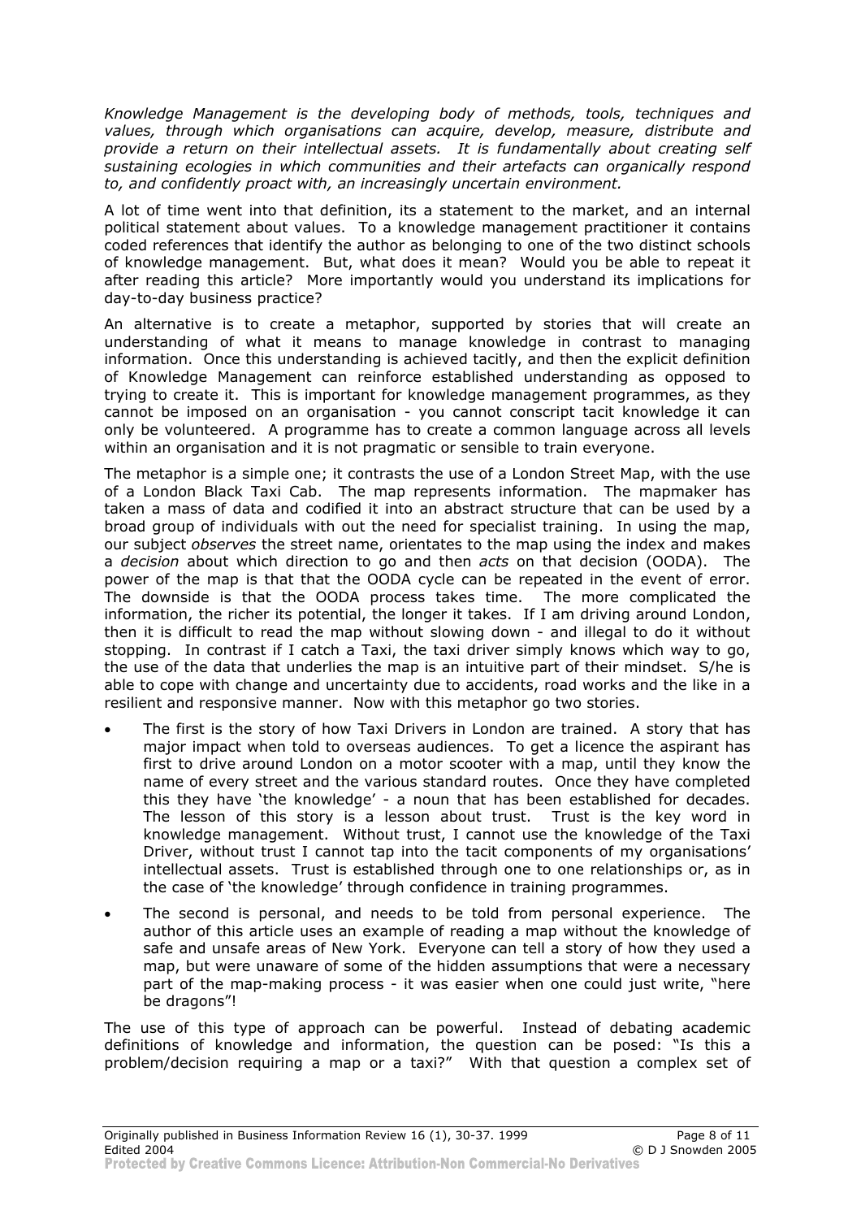*Knowledge Management is the developing body of methods, tools, techniques and values, through which organisations can acquire, develop, measure, distribute and provide a return on their intellectual assets. It is fundamentally about creating self sustaining ecologies in which communities and their artefacts can organically respond to, and confidently proact with, an increasingly uncertain environment.*

A lot of time went into that definition, its a statement to the market, and an internal political statement about values. To a knowledge management practitioner it contains coded references that identify the author as belonging to one of the two distinct schools of knowledge management. But, what does it mean? Would you be able to repeat it after reading this article? More importantly would you understand its implications for day-to-day business practice?

An alternative is to create a metaphor, supported by stories that will create an understanding of what it means to manage knowledge in contrast to managing information. Once this understanding is achieved tacitly, and then the explicit definition of Knowledge Management can reinforce established understanding as opposed to trying to create it. This is important for knowledge management programmes, as they cannot be imposed on an organisation - you cannot conscript tacit knowledge it can only be volunteered. A programme has to create a common language across all levels within an organisation and it is not pragmatic or sensible to train everyone.

The metaphor is a simple one; it contrasts the use of a London Street Map, with the use of a London Black Taxi Cab. The map represents information. The mapmaker has taken a mass of data and codified it into an abstract structure that can be used by a broad group of individuals with out the need for specialist training. In using the map, our subject *observes* the street name, orientates to the map using the index and makes a *decision* about which direction to go and then *acts* on that decision (OODA). The power of the map is that that the OODA cycle can be repeated in the event of error. The downside is that the OODA process takes time. The more complicated the information, the richer its potential, the longer it takes. If I am driving around London, then it is difficult to read the map without slowing down - and illegal to do it without stopping. In contrast if I catch a Taxi, the taxi driver simply knows which way to go, the use of the data that underlies the map is an intuitive part of their mindset. S/he is able to cope with change and uncertainty due to accidents, road works and the like in a resilient and responsive manner. Now with this metaphor go two stories.

- The first is the story of how Taxi Drivers in London are trained. A story that has major impact when told to overseas audiences. To get a licence the aspirant has first to drive around London on a motor scooter with a map, until they know the name of every street and the various standard routes. Once they have completed this they have 'the knowledge' - a noun that has been established for decades. The lesson of this story is a lesson about trust. Trust is the key word in knowledge management. Without trust, I cannot use the knowledge of the Taxi Driver, without trust I cannot tap into the tacit components of my organisations' intellectual assets. Trust is established through one to one relationships or, as in the case of 'the knowledge' through confidence in training programmes.
- The second is personal, and needs to be told from personal experience. The author of this article uses an example of reading a map without the knowledge of safe and unsafe areas of New York. Everyone can tell a story of how they used a map, but were unaware of some of the hidden assumptions that were a necessary part of the map-making process - it was easier when one could just write, "here be dragons"!

The use of this type of approach can be powerful. Instead of debating academic definitions of knowledge and information, the question can be posed: "Is this a problem/decision requiring a map or a taxi?" With that question a complex set of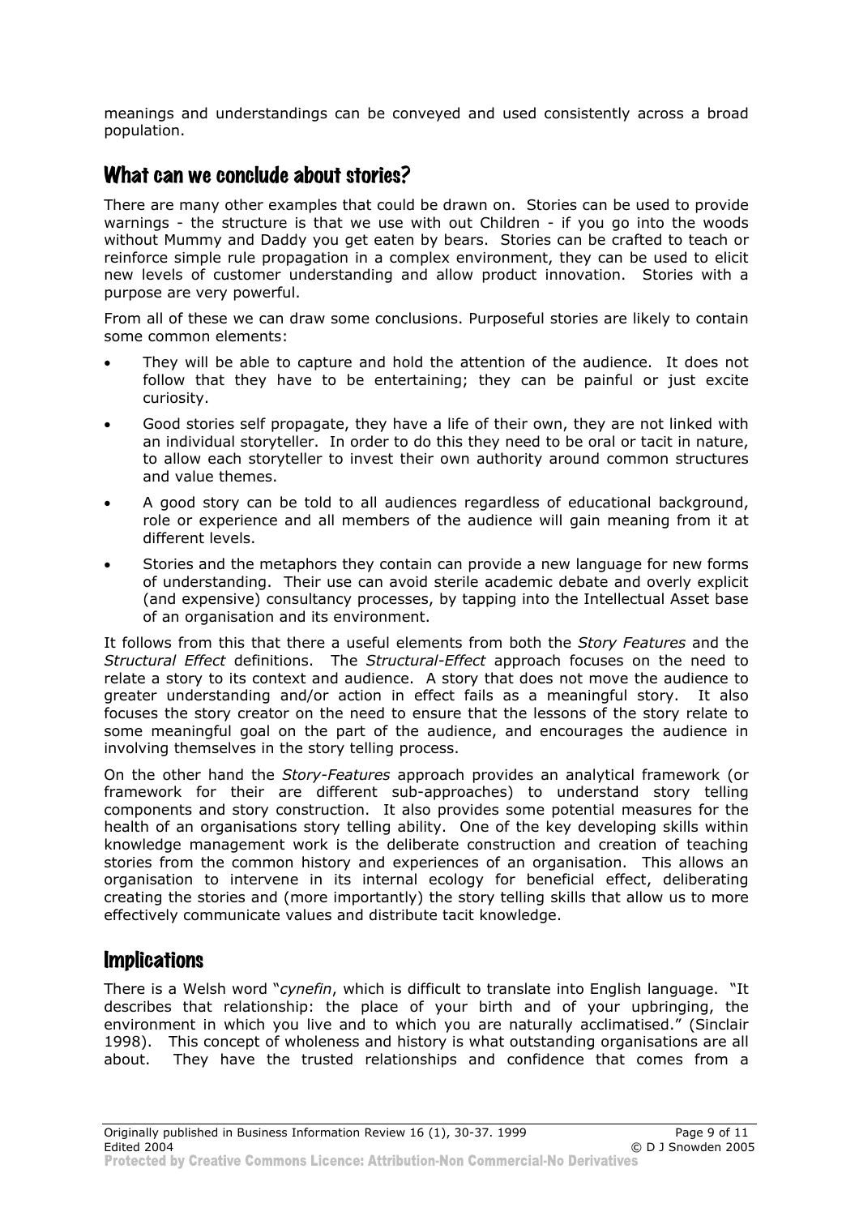meanings and understandings can be conveyed and used consistently across a broad population.

## What can we conclude about stories?

There are many other examples that could be drawn on. Stories can be used to provide warnings - the structure is that we use with out Children - if you go into the woods without Mummy and Daddy you get eaten by bears. Stories can be crafted to teach or reinforce simple rule propagation in a complex environment, they can be used to elicit new levels of customer understanding and allow product innovation. Stories with a purpose are very powerful.

From all of these we can draw some conclusions. Purposeful stories are likely to contain some common elements:

- They will be able to capture and hold the attention of the audience. It does not follow that they have to be entertaining; they can be painful or just excite curiosity.
- Good stories self propagate, they have a life of their own, they are not linked with an individual storyteller. In order to do this they need to be oral or tacit in nature, to allow each storyteller to invest their own authority around common structures and value themes.
- A good story can be told to all audiences regardless of educational background, role or experience and all members of the audience will gain meaning from it at different levels.
- Stories and the metaphors they contain can provide a new language for new forms of understanding. Their use can avoid sterile academic debate and overly explicit (and expensive) consultancy processes, by tapping into the Intellectual Asset base of an organisation and its environment.

It follows from this that there a useful elements from both the *Story Features* and the *Structural Effect* definitions. The *Structural-Effect* approach focuses on the need to relate a story to its context and audience. A story that does not move the audience to greater understanding and/or action in effect fails as a meaningful story. It also focuses the story creator on the need to ensure that the lessons of the story relate to some meaningful goal on the part of the audience, and encourages the audience in involving themselves in the story telling process.

On the other hand the *Story-Features* approach provides an analytical framework (or framework for their are different sub-approaches) to understand story telling components and story construction. It also provides some potential measures for the health of an organisations story telling ability. One of the key developing skills within knowledge management work is the deliberate construction and creation of teaching stories from the common history and experiences of an organisation. This allows an organisation to intervene in its internal ecology for beneficial effect, deliberating creating the stories and (more importantly) the story telling skills that allow us to more effectively communicate values and distribute tacit knowledge.

## Implications

There is a Welsh word "*cynefin*, which is difficult to translate into English language. "It describes that relationship: the place of your birth and of your upbringing, the environment in which you live and to which you are naturally acclimatised." (Sinclair 1998). This concept of wholeness and history is what outstanding organisations are all about. They have the trusted relationships and confidence that comes from a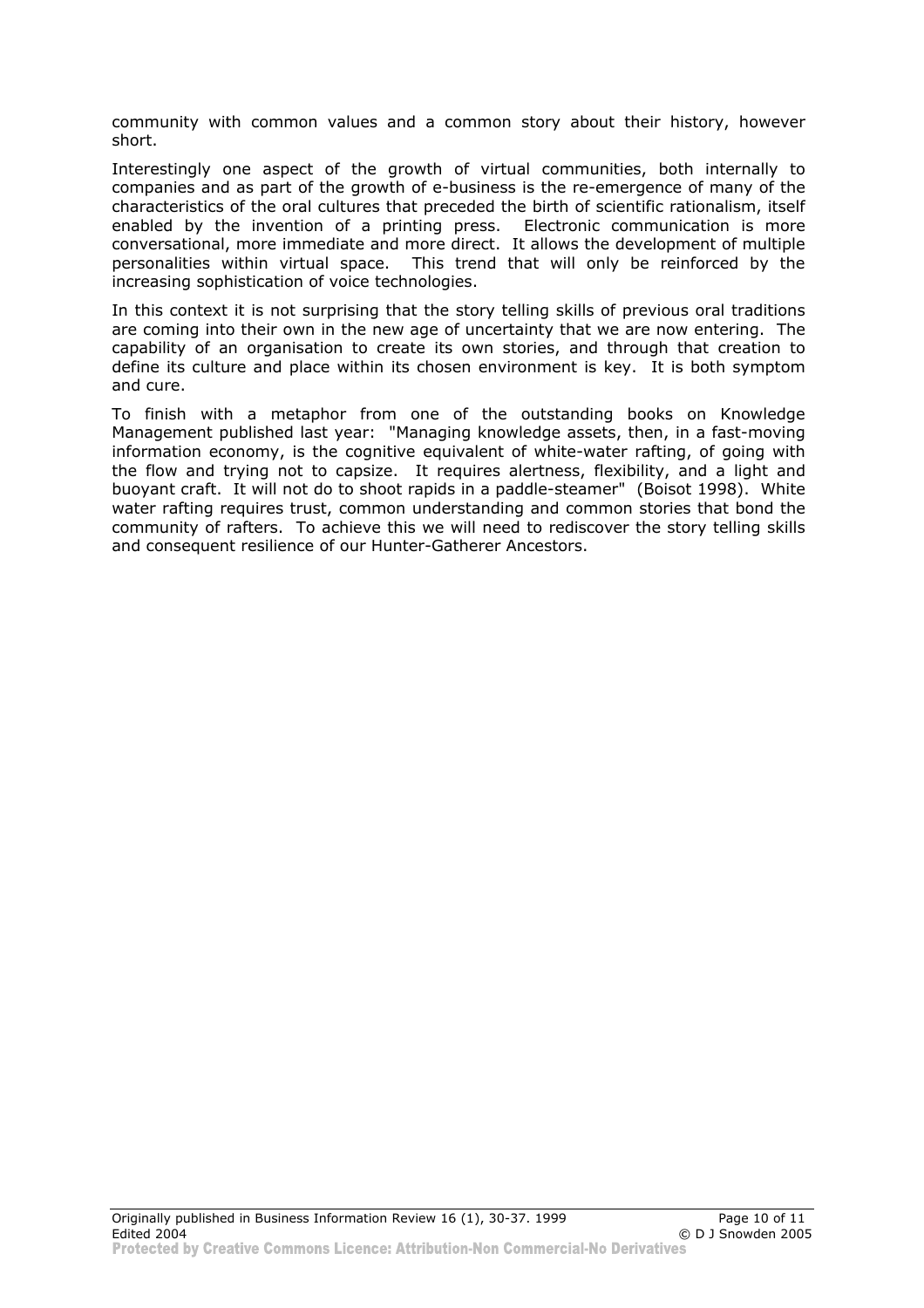community with common values and a common story about their history, however short.

Interestingly one aspect of the growth of virtual communities, both internally to companies and as part of the growth of e-business is the re-emergence of many of the characteristics of the oral cultures that preceded the birth of scientific rationalism, itself enabled by the invention of a printing press. Electronic communication is more conversational, more immediate and more direct. It allows the development of multiple personalities within virtual space. This trend that will only be reinforced by the increasing sophistication of voice technologies.

In this context it is not surprising that the story telling skills of previous oral traditions are coming into their own in the new age of uncertainty that we are now entering. The capability of an organisation to create its own stories, and through that creation to define its culture and place within its chosen environment is key. It is both symptom and cure.

To finish with a metaphor from one of the outstanding books on Knowledge Management published last year: "Managing knowledge assets, then, in a fast-moving information economy, is the cognitive equivalent of white-water rafting, of going with the flow and trying not to capsize. It requires alertness, flexibility, and a light and buoyant craft. It will not do to shoot rapids in a paddle-steamer" (Boisot 1998). White water rafting requires trust, common understanding and common stories that bond the community of rafters. To achieve this we will need to rediscover the story telling skills and consequent resilience of our Hunter-Gatherer Ancestors.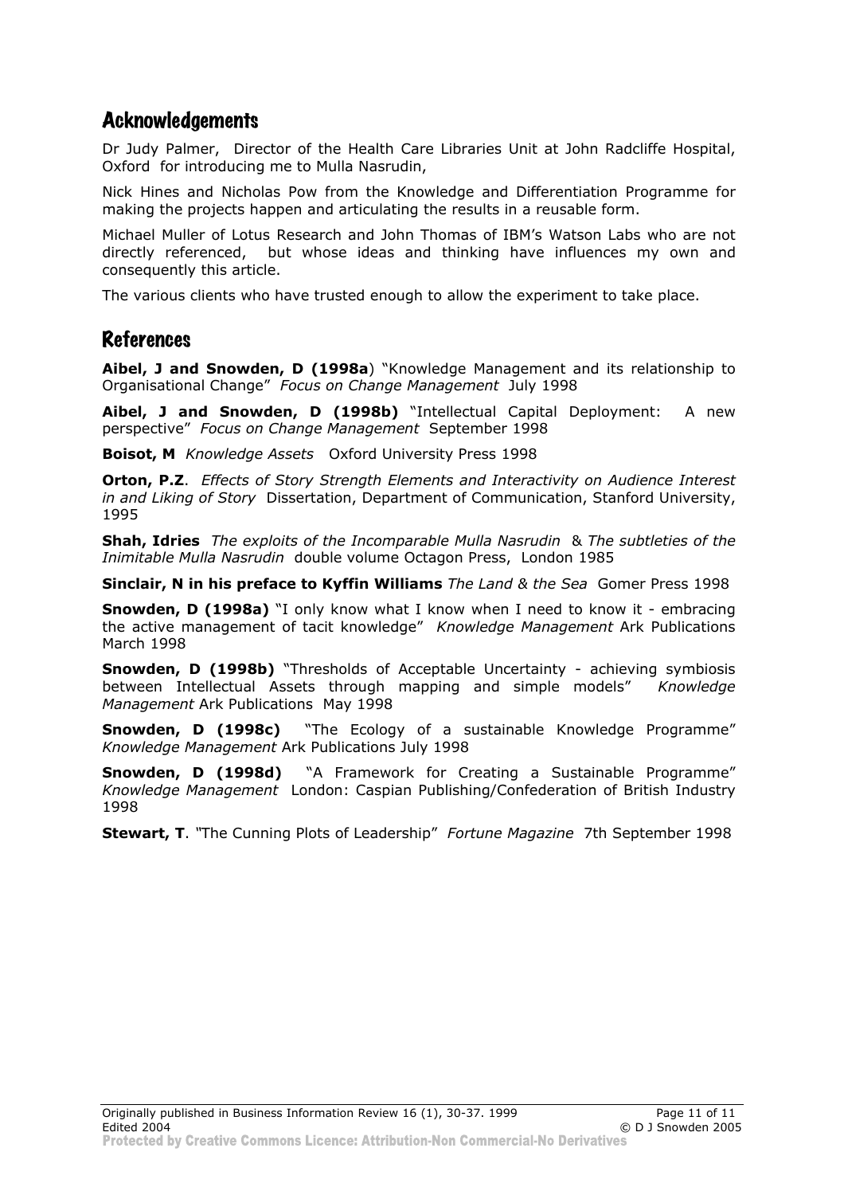## Acknowledgements

Dr Judy Palmer, Director of the Health Care Libraries Unit at John Radcliffe Hospital, Oxford for introducing me to Mulla Nasrudin,

Nick Hines and Nicholas Pow from the Knowledge and Differentiation Programme for making the projects happen and articulating the results in a reusable form.

Michael Muller of Lotus Research and John Thomas of IBM's Watson Labs who are not directly referenced, but whose ideas and thinking have influences my own and consequently this article.

The various clients who have trusted enough to allow the experiment to take place.

## References

**Aibel, J and Snowden, D (1998a**) "Knowledge Management and its relationship to Organisational Change" *Focus on Change Management* July 1998

**Aibel, J and Snowden, D (1998b)** "Intellectual Capital Deployment: A new perspective" *Focus on Change Management* September 1998

**Boisot, M** *Knowledge Assets* Oxford University Press 1998

**Orton, P.Z**. *Effects of Story Strength Elements and Interactivity on Audience Interest in and Liking of Story* Dissertation, Department of Communication, Stanford University, 1995

**Shah, Idries** *The exploits of the Incomparable Mulla Nasrudin* & *The subtleties of the Inimitable Mulla Nasrudin* double volume Octagon Press, London 1985

**Sinclair, N in his preface to Kyffin Williams** *The Land & the Sea* Gomer Press 1998

**Snowden, D (1998a)** "I only know what I know when I need to know it - embracing the active management of tacit knowledge" *Knowledge Management* Ark Publications March 1998

**Snowden, D (1998b)** "Thresholds of Acceptable Uncertainty - achieving symbiosis between Intellectual Assets through mapping and simple models" *Knowledge Management* Ark Publications May 1998

**Snowden, D (1998c)** "The Ecology of a sustainable Knowledge Programme" *Knowledge Management* Ark Publications July 1998

**Snowden, D (1998d)** "A Framework for Creating a Sustainable Programme" *Knowledge Management* London: Caspian Publishing/Confederation of British Industry 1998

**Stewart, T**. "The Cunning Plots of Leadership" *Fortune Magazine* 7th September 1998